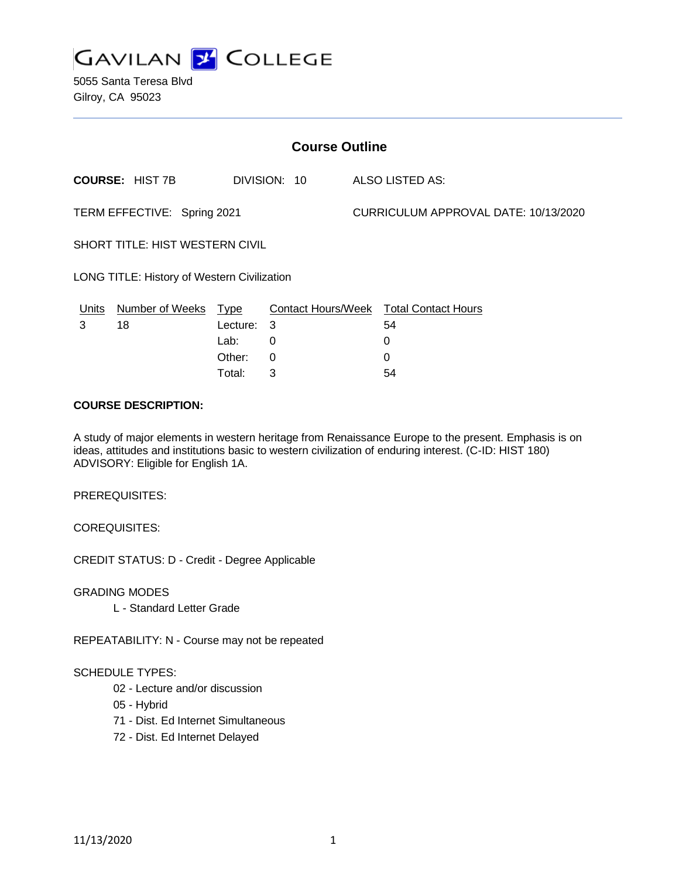# GAVILAN COLLEGE

5055 Santa Teresa Blvd
Gilroy, CA 95023

## Course Outline

**COURSE:** HIST 7B DIVISION: 10 ALSO LISTED AS:

TERM EFFECTIVE: Spring 2021 CURRICULUM APPROVAL DATE: 10/13/2020

SHORT TITLE: HIST WESTERN CIVIL

LONG TITLE: History of Western Civilization

| Units | Number of Weeks | Type | Contact Hours/Week | Total Contact Hours |
|---|---|---|---|---|
| 3 | 18 | Lecture: | 3 | 54 |
| | | Lab: | 0 | 0 |
| | | Other: | 0 | 0 |
| | | Total: | 3 | 54 |

**COURSE DESCRIPTION:**

A study of major elements in western heritage from Renaissance Europe to the present. Emphasis is on ideas, attitudes and institutions basic to western civilization of enduring interest. (C-ID: HIST 180) ADVISORY: Eligible for English 1A.

PREREQUISITES:

COREQUISITES:

CREDIT STATUS: D - Credit - Degree Applicable

GRADING MODES

- L - Standard Letter Grade

REPEATABILITY: N - Course may not be repeated

SCHEDULE TYPES:

- 02 - Lecture and/or discussion
- 05 - Hybrid
- 71 - Dist. Ed Internet Simultaneous
- 72 - Dist. Ed Internet Delayed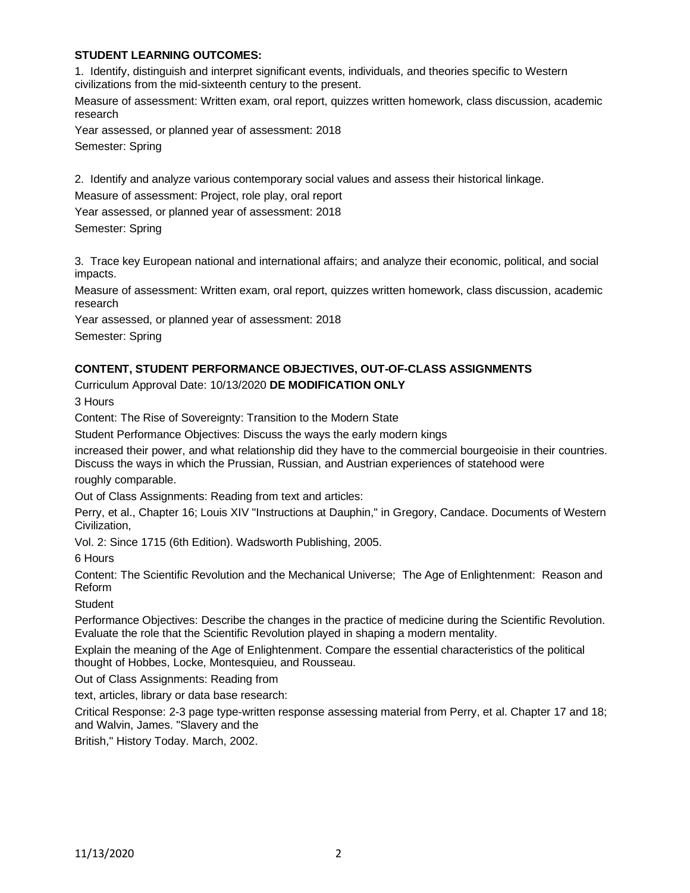**STUDENT LEARNING OUTCOMES:**

1. Identify, distinguish and interpret significant events, individuals, and theories specific to Western civilizations from the mid-sixteenth century to the present.

Measure of assessment: Written exam, oral report, quizzes written homework, class discussion, academic research

Year assessed, or planned year of assessment: 2018

Semester: Spring

2. Identify and analyze various contemporary social values and assess their historical linkage.

Measure of assessment: Project, role play, oral report

Year assessed, or planned year of assessment: 2018

Semester: Spring

3. Trace key European national and international affairs; and analyze their economic, political, and social impacts.

Measure of assessment: Written exam, oral report, quizzes written homework, class discussion, academic research

Year assessed, or planned year of assessment: 2018

Semester: Spring

**CONTENT, STUDENT PERFORMANCE OBJECTIVES, OUT-OF-CLASS ASSIGNMENTS**

Curriculum Approval Date: 10/13/2020 **DE MODIFICATION ONLY**

3 Hours

Content: The Rise of Sovereignty: Transition to the Modern State

Student Performance Objectives: Discuss the ways the early modern kings increased their power, and what relationship did they have to the commercial bourgeoisie in their countries. Discuss the ways in which the Prussian, Russian, and Austrian experiences of statehood were roughly comparable.

Out of Class Assignments: Reading from text and articles:

Perry, et al., Chapter 16; Louis XIV "Instructions at Dauphin," in Gregory, Candace. Documents of Western Civilization, Vol. 2: Since 1715 (6th Edition). Wadsworth Publishing, 2005.

6 Hours

Content: The Scientific Revolution and the Mechanical Universe; The Age of Enlightenment: Reason and Reform

Student Performance Objectives: Describe the changes in the practice of medicine during the Scientific Revolution. Evaluate the role that the Scientific Revolution played in shaping a modern mentality.

Explain the meaning of the Age of Enlightenment. Compare the essential characteristics of the political thought of Hobbes, Locke, Montesquieu, and Rousseau.

Out of Class Assignments: Reading from text, articles, library or data base research:

Critical Response: 2-3 page type-written response assessing material from Perry, et al. Chapter 17 and 18; and Walvin, James. "Slavery and the British," History Today. March, 2002.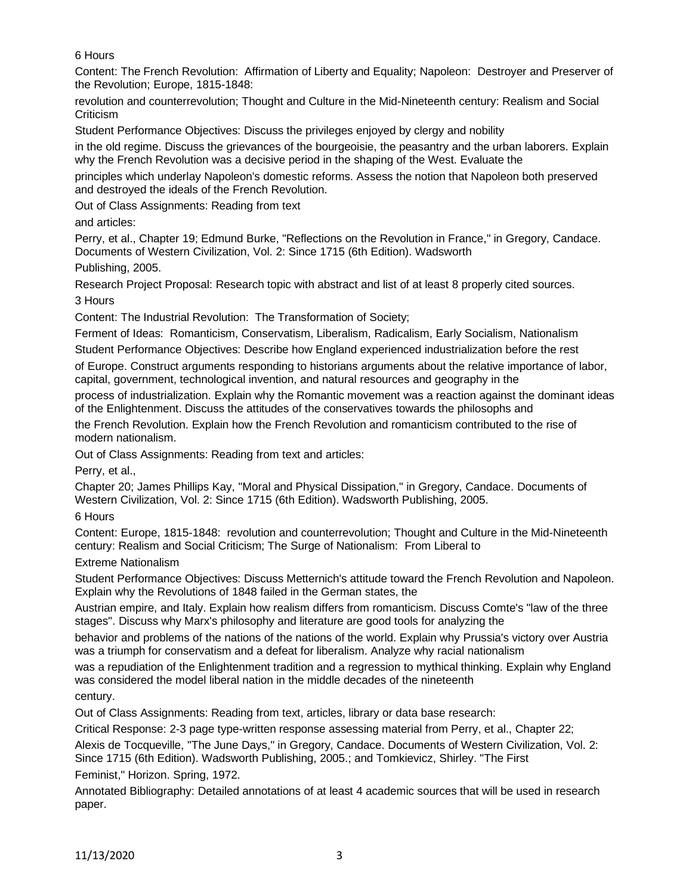6 Hours

Content: The French Revolution: Affirmation of Liberty and Equality; Napoleon: Destroyer and Preserver of the Revolution; Europe, 1815-1848:

revolution and counterrevolution; Thought and Culture in the Mid-Nineteenth century: Realism and Social Criticism

Student Performance Objectives: Discuss the privileges enjoyed by clergy and nobility

in the old regime. Discuss the grievances of the bourgeoisie, the peasantry and the urban laborers. Explain why the French Revolution was a decisive period in the shaping of the West. Evaluate the

principles which underlay Napoleon's domestic reforms. Assess the notion that Napoleon both preserved and destroyed the ideals of the French Revolution.

Out of Class Assignments: Reading from text

and articles:

Perry, et al., Chapter 19; Edmund Burke, "Reflections on the Revolution in France," in Gregory, Candace. Documents of Western Civilization, Vol. 2: Since 1715 (6th Edition). Wadsworth

Publishing, 2005.

Research Project Proposal: Research topic with abstract and list of at least 8 properly cited sources.

3 Hours

Content: The Industrial Revolution: The Transformation of Society;

Ferment of Ideas: Romanticism, Conservatism, Liberalism, Radicalism, Early Socialism, Nationalism

Student Performance Objectives: Describe how England experienced industrialization before the rest

of Europe. Construct arguments responding to historians arguments about the relative importance of labor, capital, government, technological invention, and natural resources and geography in the

process of industrialization. Explain why the Romantic movement was a reaction against the dominant ideas of the Enlightenment. Discuss the attitudes of the conservatives towards the philosophs and

the French Revolution. Explain how the French Revolution and romanticism contributed to the rise of modern nationalism.

Out of Class Assignments: Reading from text and articles:

Perry, et al.,

Chapter 20; James Phillips Kay, "Moral and Physical Dissipation," in Gregory, Candace. Documents of Western Civilization, Vol. 2: Since 1715 (6th Edition). Wadsworth Publishing, 2005.

6 Hours

Content: Europe, 1815-1848: revolution and counterrevolution; Thought and Culture in the Mid-Nineteenth century: Realism and Social Criticism; The Surge of Nationalism: From Liberal to

Extreme Nationalism

Student Performance Objectives: Discuss Metternich's attitude toward the French Revolution and Napoleon. Explain why the Revolutions of 1848 failed in the German states, the

Austrian empire, and Italy. Explain how realism differs from romanticism. Discuss Comte's "law of the three stages". Discuss why Marx's philosophy and literature are good tools for analyzing the

behavior and problems of the nations of the nations of the world. Explain why Prussia's victory over Austria was a triumph for conservatism and a defeat for liberalism. Analyze why racial nationalism

was a repudiation of the Enlightenment tradition and a regression to mythical thinking. Explain why England was considered the model liberal nation in the middle decades of the nineteenth

century.

Out of Class Assignments: Reading from text, articles, library or data base research:

Critical Response: 2-3 page type-written response assessing material from Perry, et al., Chapter 22;

Alexis de Tocqueville, "The June Days," in Gregory, Candace. Documents of Western Civilization, Vol. 2: Since 1715 (6th Edition). Wadsworth Publishing, 2005.; and Tomkievicz, Shirley. "The First

Feminist," Horizon. Spring, 1972.

Annotated Bibliography: Detailed annotations of at least 4 academic sources that will be used in research paper.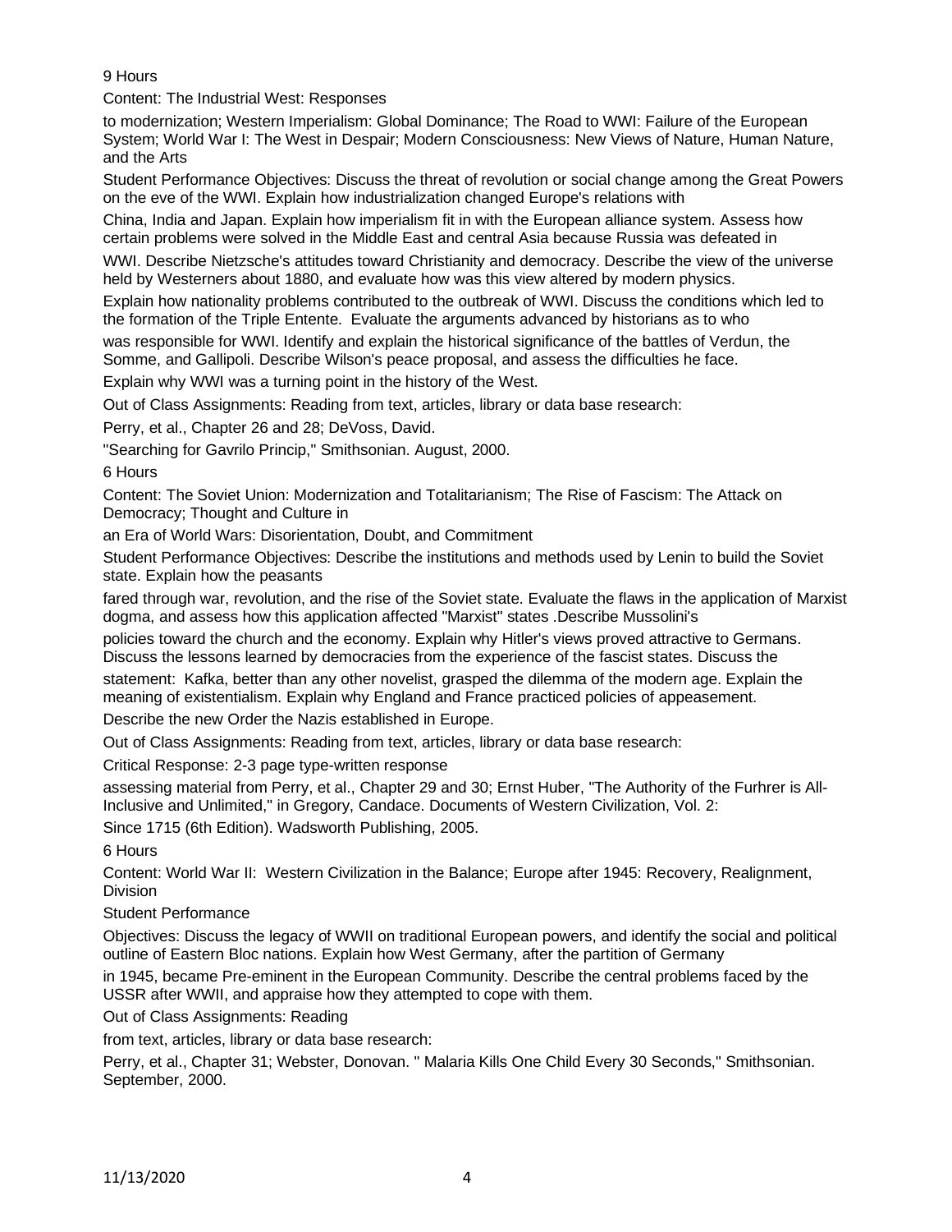9 Hours

Content: The Industrial West: Responses to modernization; Western Imperialism: Global Dominance; The Road to WWI: Failure of the European System; World War I: The West in Despair; Modern Consciousness: New Views of Nature, Human Nature, and the Arts

Student Performance Objectives: Discuss the threat of revolution or social change among the Great Powers on the eve of the WWI. Explain how industrialization changed Europe's relations with China, India and Japan. Explain how imperialism fit in with the European alliance system. Assess how certain problems were solved in the Middle East and central Asia because Russia was defeated in WWI. Describe Nietzsche's attitudes toward Christianity and democracy. Describe the view of the universe held by Westerners about 1880, and evaluate how was this view altered by modern physics. Explain how nationality problems contributed to the outbreak of WWI. Discuss the conditions which led to the formation of the Triple Entente. Evaluate the arguments advanced by historians as to who was responsible for WWI. Identify and explain the historical significance of the battles of Verdun, the Somme, and Gallipoli. Describe Wilson's peace proposal, and assess the difficulties he face. Explain why WWI was a turning point in the history of the West.

Out of Class Assignments: Reading from text, articles, library or data base research:

Perry, et al., Chapter 26 and 28; DeVoss, David. "Searching for Gavrilo Princip," Smithsonian. August, 2000.

6 Hours

Content: The Soviet Union: Modernization and Totalitarianism; The Rise of Fascism: The Attack on Democracy; Thought and Culture in an Era of World Wars: Disorientation, Doubt, and Commitment

Student Performance Objectives: Describe the institutions and methods used by Lenin to build the Soviet state. Explain how the peasants fared through war, revolution, and the rise of the Soviet state. Evaluate the flaws in the application of Marxist dogma, and assess how this application affected "Marxist" states .Describe Mussolini's policies toward the church and the economy. Explain why Hitler's views proved attractive to Germans. Discuss the lessons learned by democracies from the experience of the fascist states. Discuss the statement: Kafka, better than any other novelist, grasped the dilemma of the modern age. Explain the meaning of existentialism. Explain why England and France practiced policies of appeasement. Describe the new Order the Nazis established in Europe.

Out of Class Assignments: Reading from text, articles, library or data base research:

Critical Response: 2-3 page type-written response assessing material from Perry, et al., Chapter 29 and 30; Ernst Huber, "The Authority of the Furhrer is All-Inclusive and Unlimited," in Gregory, Candace. Documents of Western Civilization, Vol. 2: Since 1715 (6th Edition). Wadsworth Publishing, 2005.

6 Hours

Content: World War II: Western Civilization in the Balance; Europe after 1945: Recovery, Realignment, Division

Student Performance Objectives: Discuss the legacy of WWII on traditional European powers, and identify the social and political outline of Eastern Bloc nations. Explain how West Germany, after the partition of Germany in 1945, became Pre-eminent in the European Community. Describe the central problems faced by the USSR after WWII, and appraise how they attempted to cope with them.

Out of Class Assignments: Reading from text, articles, library or data base research:

Perry, et al., Chapter 31; Webster, Donovan. " Malaria Kills One Child Every 30 Seconds," Smithsonian. September, 2000.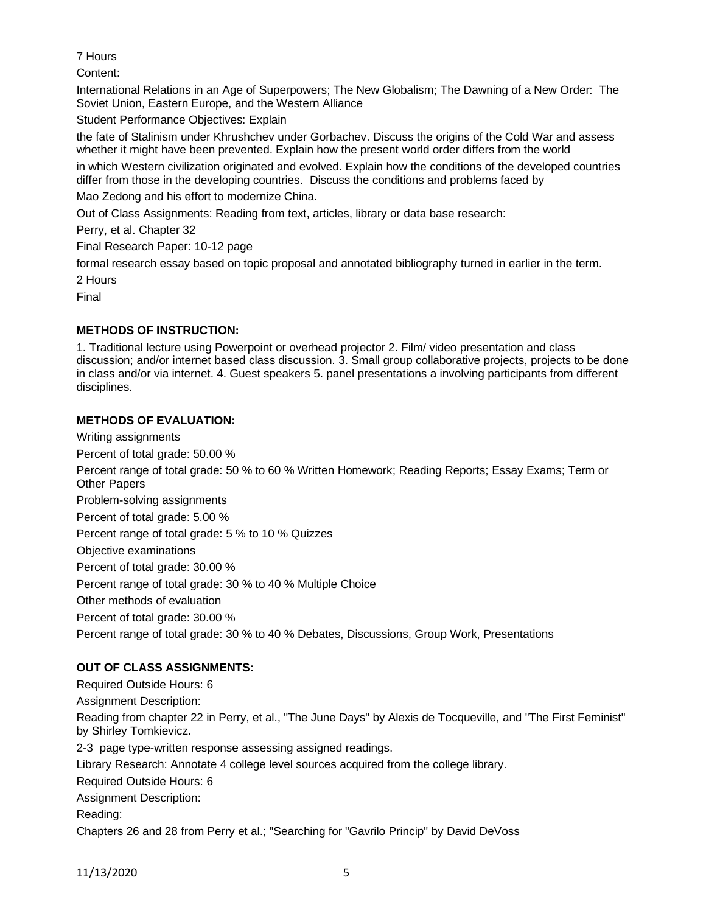7 Hours

Content:

International Relations in an Age of Superpowers; The New Globalism; The Dawning of a New Order: The Soviet Union, Eastern Europe, and the Western Alliance

Student Performance Objectives: Explain

the fate of Stalinism under Khrushchev under Gorbachev. Discuss the origins of the Cold War and assess whether it might have been prevented. Explain how the present world order differs from the world

in which Western civilization originated and evolved. Explain how the conditions of the developed countries differ from those in the developing countries. Discuss the conditions and problems faced by

Mao Zedong and his effort to modernize China.

Out of Class Assignments: Reading from text, articles, library or data base research:

Perry, et al. Chapter 32

Final Research Paper: 10-12 page

formal research essay based on topic proposal and annotated bibliography turned in earlier in the term.

2 Hours

Final

**METHODS OF INSTRUCTION:**

1. Traditional lecture using Powerpoint or overhead projector 2. Film/ video presentation and class discussion; and/or internet based class discussion. 3. Small group collaborative projects, projects to be done in class and/or via internet. 4. Guest speakers 5. panel presentations a involving participants from different disciplines.

**METHODS OF EVALUATION:**

Writing assignments

Percent of total grade: 50.00 %

Percent range of total grade: 50 % to 60 % Written Homework; Reading Reports; Essay Exams; Term or Other Papers

Problem-solving assignments

Percent of total grade: 5.00 %

Percent range of total grade: 5 % to 10 % Quizzes

Objective examinations

Percent of total grade: 30.00 %

Percent range of total grade: 30 % to 40 % Multiple Choice

Other methods of evaluation

Percent of total grade: 30.00 %

Percent range of total grade: 30 % to 40 % Debates, Discussions, Group Work, Presentations

**OUT OF CLASS ASSIGNMENTS:**

Required Outside Hours: 6

Assignment Description:

Reading from chapter 22 in Perry, et al., "The June Days" by Alexis de Tocqueville, and "The First Feminist" by Shirley Tomkievicz.

2-3 page type-written response assessing assigned readings.

Library Research: Annotate 4 college level sources acquired from the college library.

Required Outside Hours: 6

Assignment Description:

Reading:

Chapters 26 and 28 from Perry et al.; "Searching for "Gavrilo Princip" by David DeVoss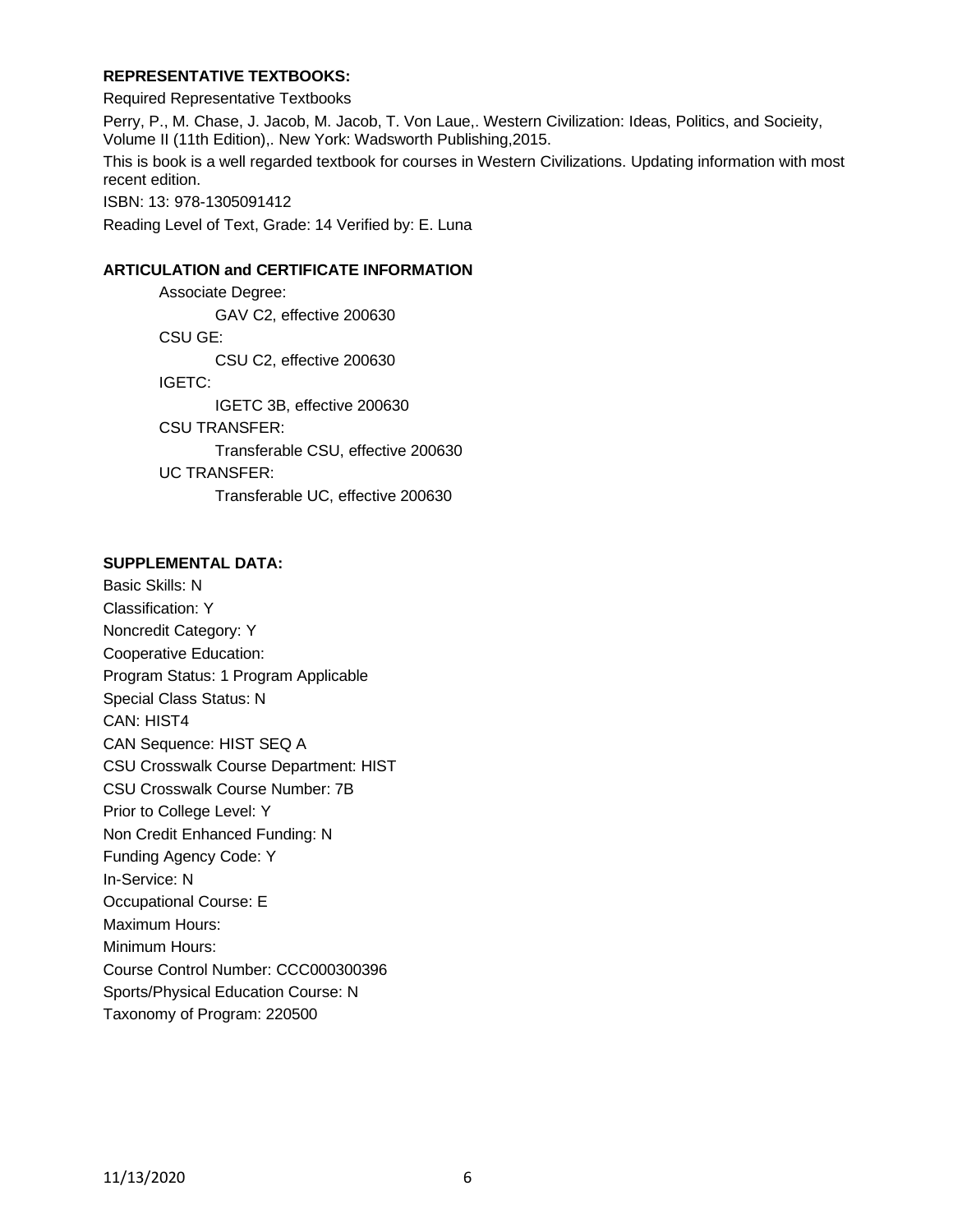**REPRESENTATIVE TEXTBOOKS:**

Required Representative Textbooks

Perry, P., M. Chase, J. Jacob, M. Jacob, T. Von Laue,. Western Civilization: Ideas, Politics, and Socieity, Volume II (11th Edition),. New York: Wadsworth Publishing,2015.

This is book is a well regarded textbook for courses in Western Civilizations. Updating information with most recent edition.

ISBN: 13: 978-1305091412

Reading Level of Text, Grade: 14 Verified by: E. Luna

**ARTICULATION and CERTIFICATE INFORMATION**

Associate Degree:

GAV C2, effective 200630

CSU GE:

CSU C2, effective 200630

IGETC:

IGETC 3B, effective 200630

CSU TRANSFER:

Transferable CSU, effective 200630

UC TRANSFER:

Transferable UC, effective 200630

**SUPPLEMENTAL DATA:**

Basic Skills: N
Classification: Y
Noncredit Category: Y
Cooperative Education:
Program Status: 1 Program Applicable
Special Class Status: N
CAN: HIST4
CAN Sequence: HIST SEQ A
CSU Crosswalk Course Department: HIST
CSU Crosswalk Course Number: 7B
Prior to College Level: Y
Non Credit Enhanced Funding: N
Funding Agency Code: Y
In-Service: N
Occupational Course: E
Maximum Hours:
Minimum Hours:
Course Control Number: CCC000300396
Sports/Physical Education Course: N
Taxonomy of Program: 220500